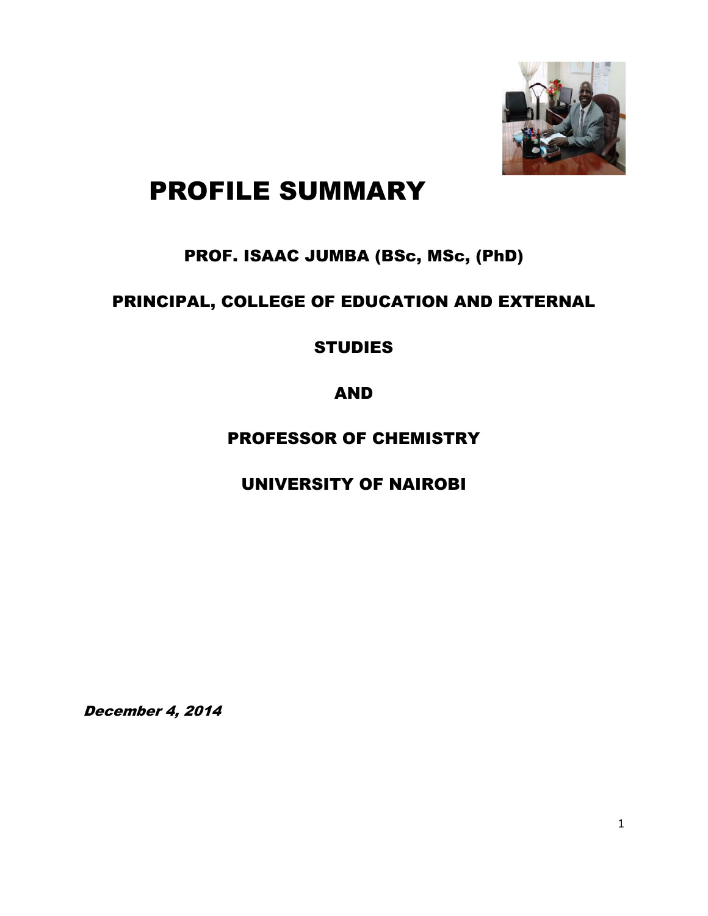# PROFILE SUMMARY

**PROF. ISAAC JUMBA (BSc, MSc, (PhD)**

**PRINCIPAL, COLLEGE OF EDUCATION AND EXTERNAL STUDIES**

**AND**

**PROFESSOR OF CHEMISTRY**

**UNIVERSITY OF NAIROBI**

***December 4, 2014***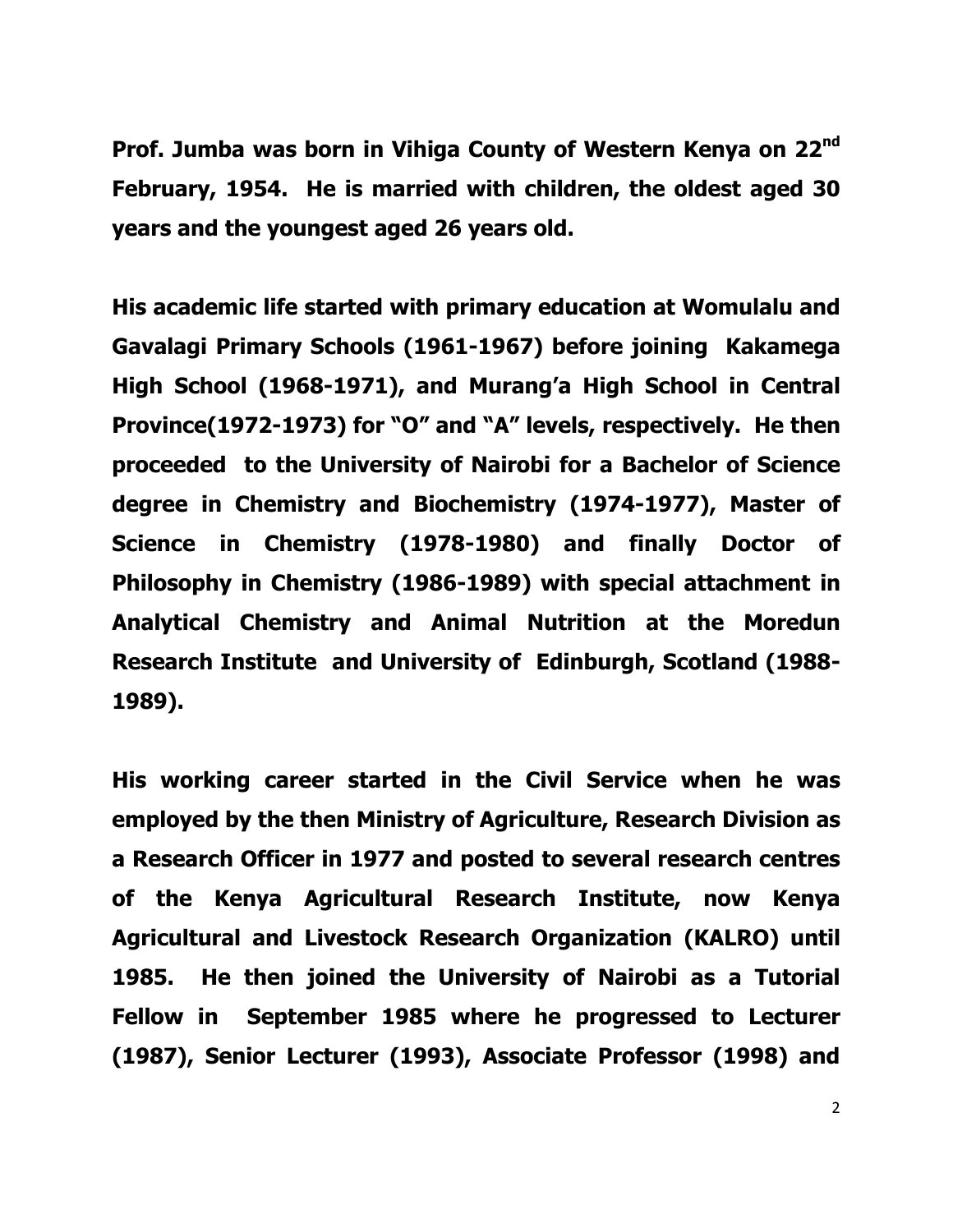**Prof. Jumba was born in Vihiga County of Western Kenya on 22nd February, 1954. He is married with children, the oldest aged 30 years and the youngest aged 26 years old.**

**His academic life started with primary education at Womulalu and Gavalagi Primary Schools (1961-1967) before joining Kakamega High School (1968-1971), and Murang'a High School in Central Province(1972-1973) for "O" and "A" levels, respectively. He then proceeded to the University of Nairobi for a Bachelor of Science degree in Chemistry and Biochemistry (1974-1977), Master of Science in Chemistry (1978-1980) and finally Doctor of Philosophy in Chemistry (1986-1989) with special attachment in Analytical Chemistry and Animal Nutrition at the Moredun Research Institute and University of Edinburgh, Scotland (1988-1989).**

**His working career started in the Civil Service when he was employed by the then Ministry of Agriculture, Research Division as a Research Officer in 1977 and posted to several research centres of the Kenya Agricultural Research Institute, now Kenya Agricultural and Livestock Research Organization (KALRO) until 1985. He then joined the University of Nairobi as a Tutorial Fellow in September 1985 where he progressed to Lecturer (1987), Senior Lecturer (1993), Associate Professor (1998) and**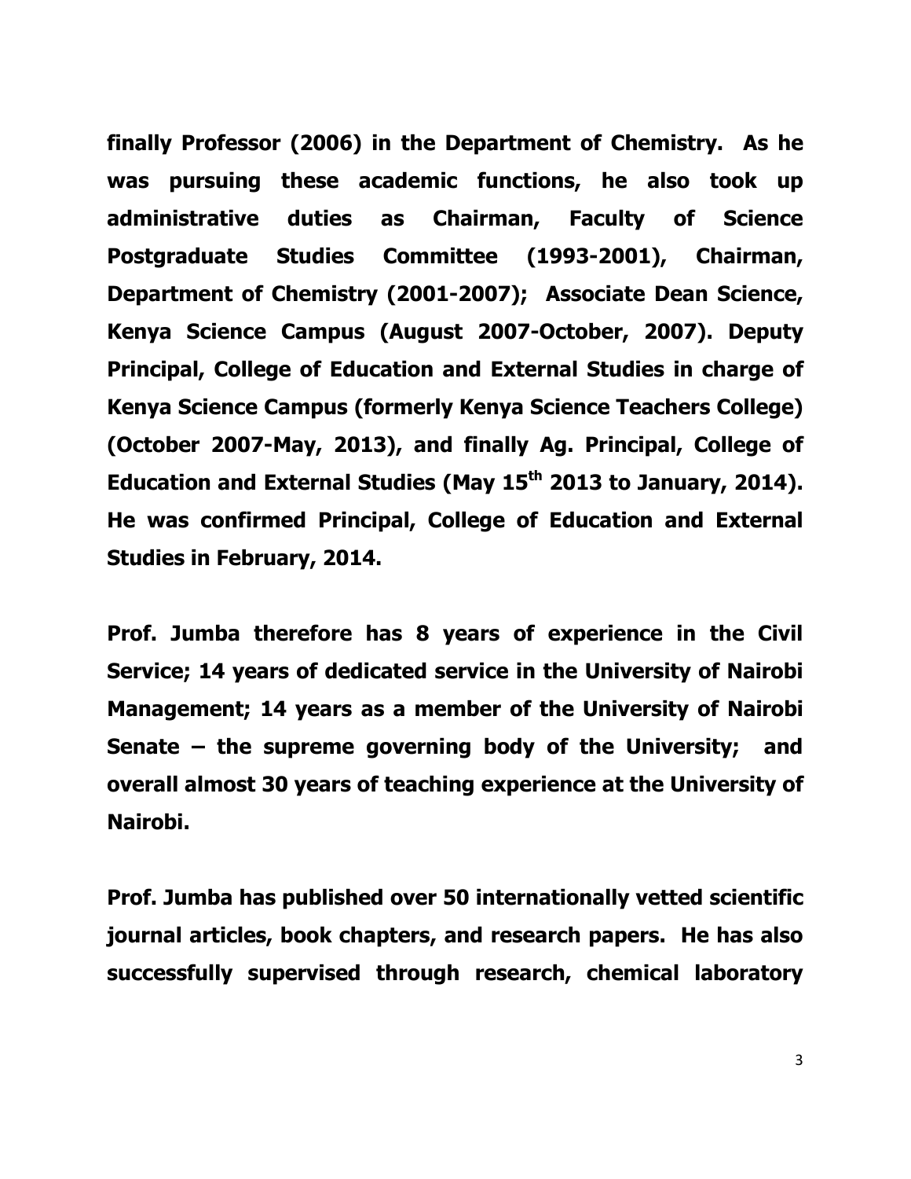**finally Professor (2006) in the Department of Chemistry. As he was pursuing these academic functions, he also took up administrative duties as Chairman, Faculty of Science Postgraduate Studies Committee (1993-2001), Chairman, Department of Chemistry (2001-2007); Associate Dean Science, Kenya Science Campus (August 2007-October, 2007). Deputy Principal, College of Education and External Studies in charge of Kenya Science Campus (formerly Kenya Science Teachers College) (October 2007-May, 2013), and finally Ag. Principal, College of Education and External Studies (May 15th 2013 to January, 2014). He was confirmed Principal, College of Education and External Studies in February, 2014.**

**Prof. Jumba therefore has 8 years of experience in the Civil Service; 14 years of dedicated service in the University of Nairobi Management; 14 years as a member of the University of Nairobi Senate – the supreme governing body of the University; and overall almost 30 years of teaching experience at the University of Nairobi.**

**Prof. Jumba has published over 50 internationally vetted scientific journal articles, book chapters, and research papers. He has also successfully supervised through research, chemical laboratory**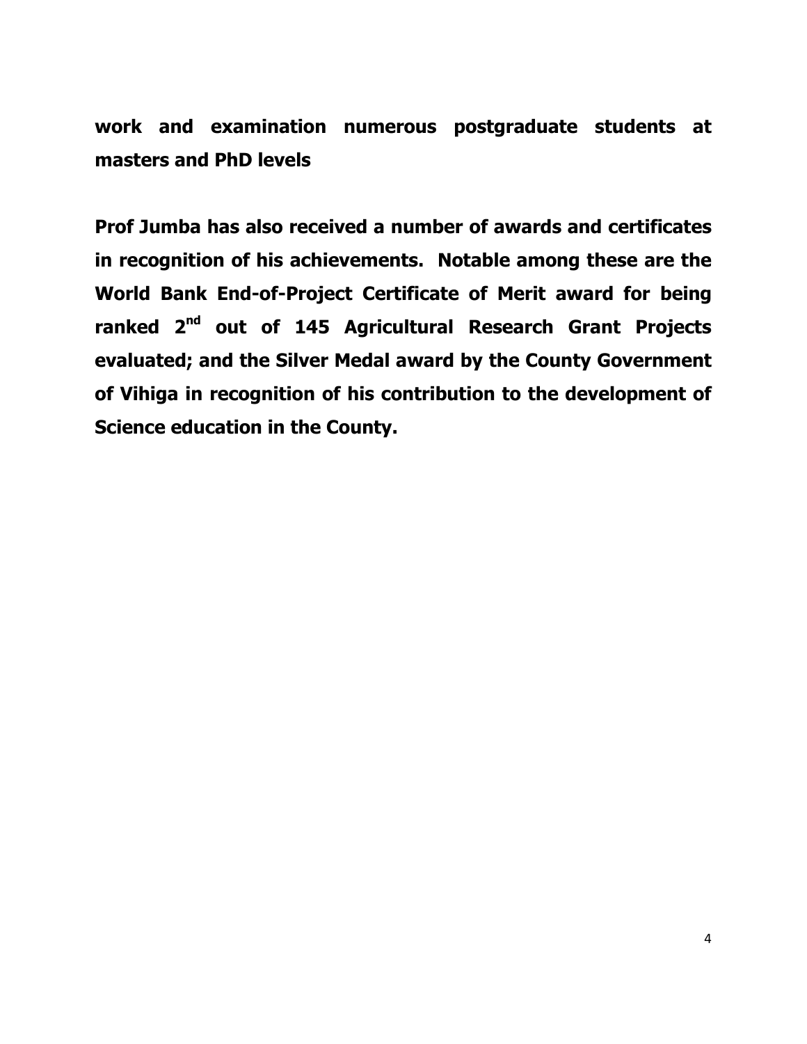**work and examination numerous postgraduate students at masters and PhD levels**

**Prof Jumba has also received a number of awards and certificates in recognition of his achievements. Notable among these are the World Bank End-of-Project Certificate of Merit award for being ranked 2nd out of 145 Agricultural Research Grant Projects evaluated; and the Silver Medal award by the County Government of Vihiga in recognition of his contribution to the development of Science education in the County.**